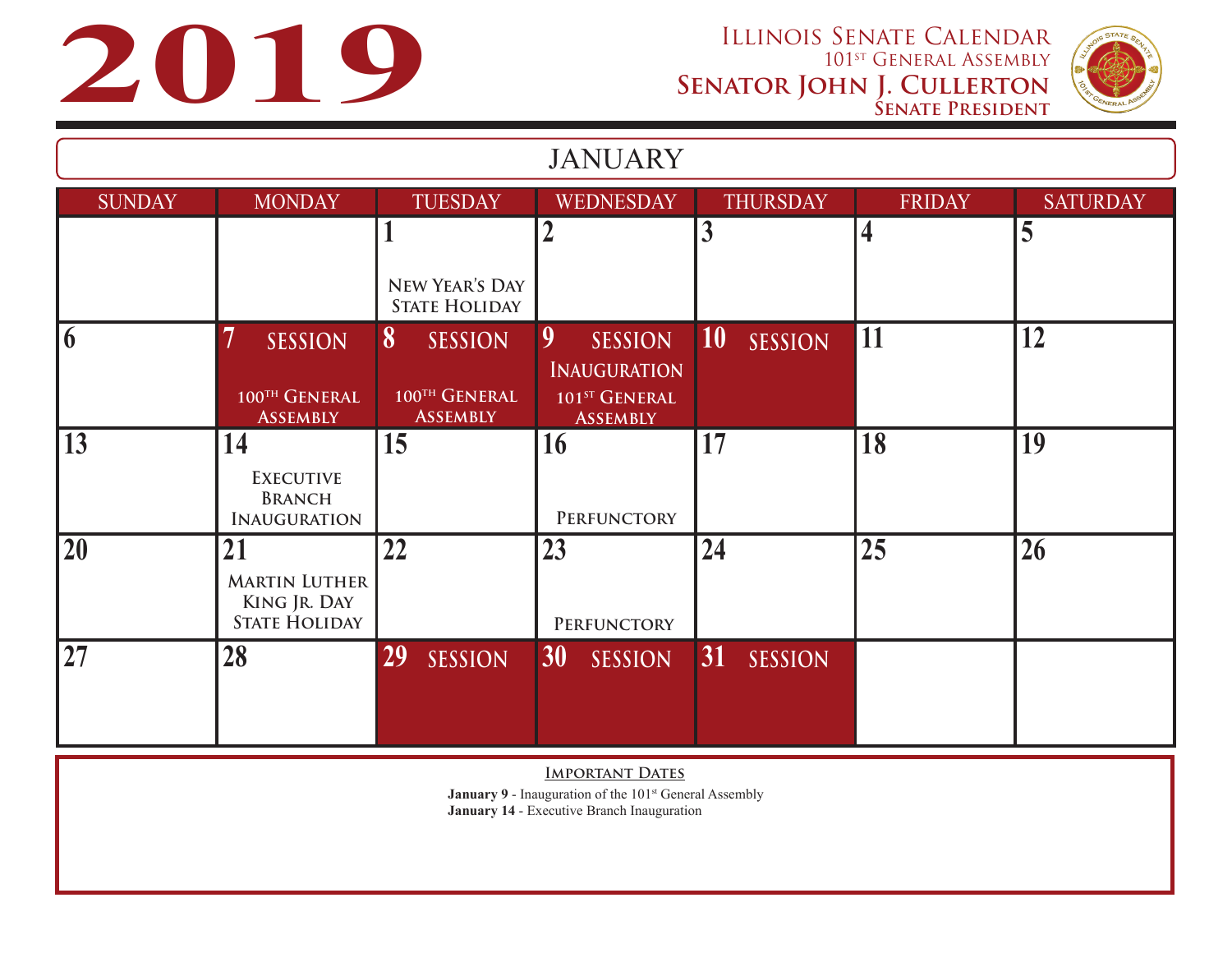# 2019

**Illinois Senate Calendar**
101st General Assembly
**Senator John J. Cullerton**
**Senate President**

## JANUARY

| SUNDAY | MONDAY | TUESDAY | WEDNESDAY | THURSDAY | FRIDAY | SATURDAY |
|---|---|---|---|---|---|---|
| | | **1** New Year's Day State Holiday | **2** | **3** | **4** | **5** |
| **6** | **7** SESSION 100th General Assembly | **8** SESSION 100th General Assembly | **9** SESSION Inauguration 101st General Assembly | **10** SESSION | **11** | **12** |
| **13** | **14** Executive Branch Inauguration | **15** | **16** Perfunctory | **17** | **18** | **19** |
| **20** | **21** Martin Luther King Jr. Day State Holiday | **22** | **23** Perfunctory | **24** | **25** | **26** |
| **27** | **28** | **29** SESSION | **30** SESSION | **31** SESSION | | |

**Important Dates**

**January 9** - Inauguration of the 101st General Assembly
**January 14** - Executive Branch Inauguration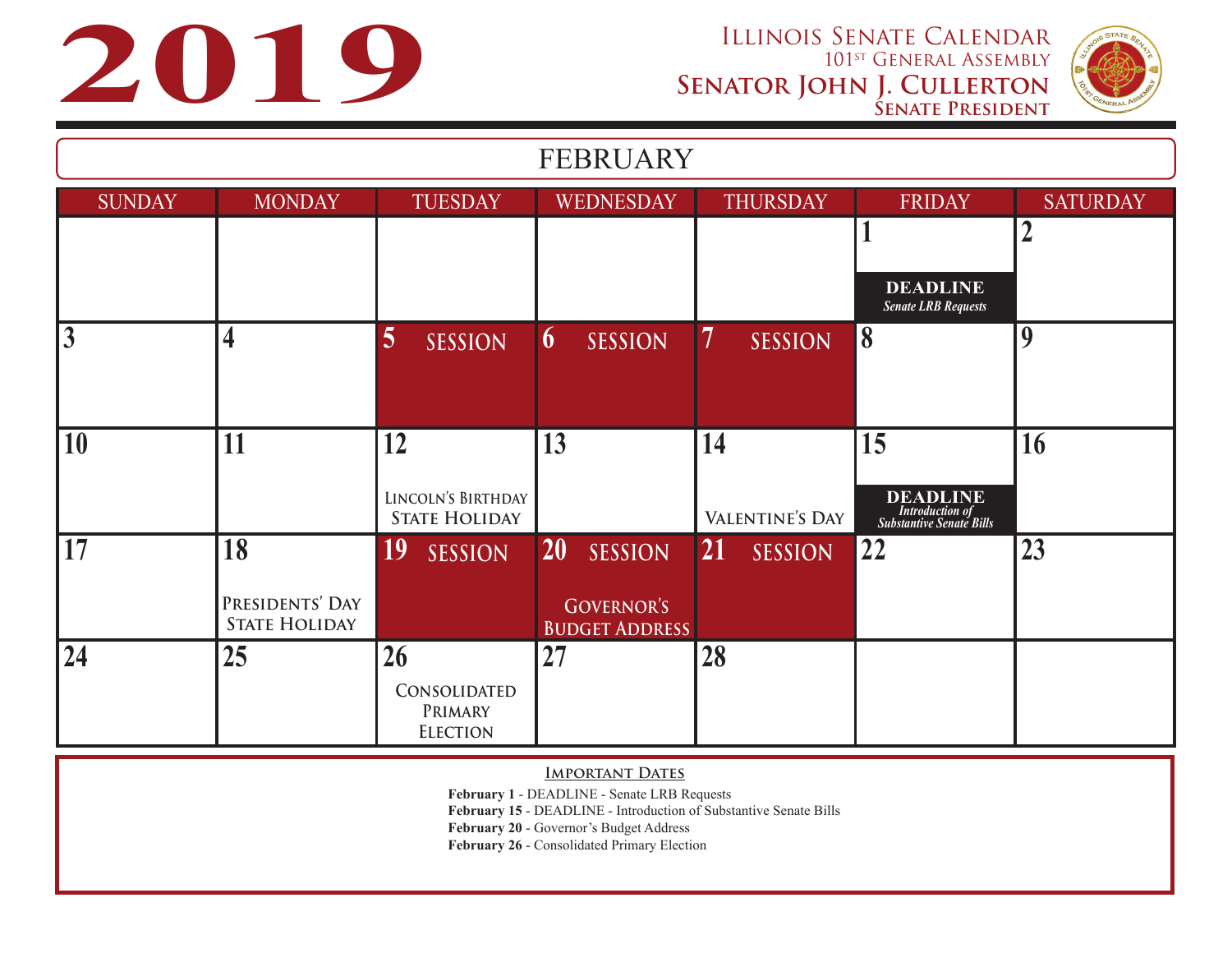# 2019

**Illinois Senate Calendar**
101st General Assembly
**Senator John J. Cullerton**
**Senate President**

## FEBRUARY

| SUNDAY | MONDAY | TUESDAY | WEDNESDAY | THURSDAY | FRIDAY | SATURDAY |
|---|---|---|---|---|---|---|
| | | | | | 1 **DEADLINE** *Senate LRB Requests* | 2 |
| 3 | 4 | 5 SESSION | 6 SESSION | 7 SESSION | 8 | 9 |
| 10 | 11 | 12 Lincoln's Birthday State Holiday | 13 | 14 Valentine's Day | 15 **DEADLINE** *Introduction of Substantive Senate Bills* | 16 |
| 17 | 18 Presidents' Day State Holiday | 19 SESSION | 20 SESSION Governor's Budget Address | 21 SESSION | 22 | 23 |
| 24 | 25 | 26 Consolidated Primary Election | 27 | 28 | | |

**Important Dates**

**February 1** - DEADLINE - Senate LRB Requests
**February 15** - DEADLINE - Introduction of Substantive Senate Bills
**February 20** - Governor's Budget Address
**February 26** - Consolidated Primary Election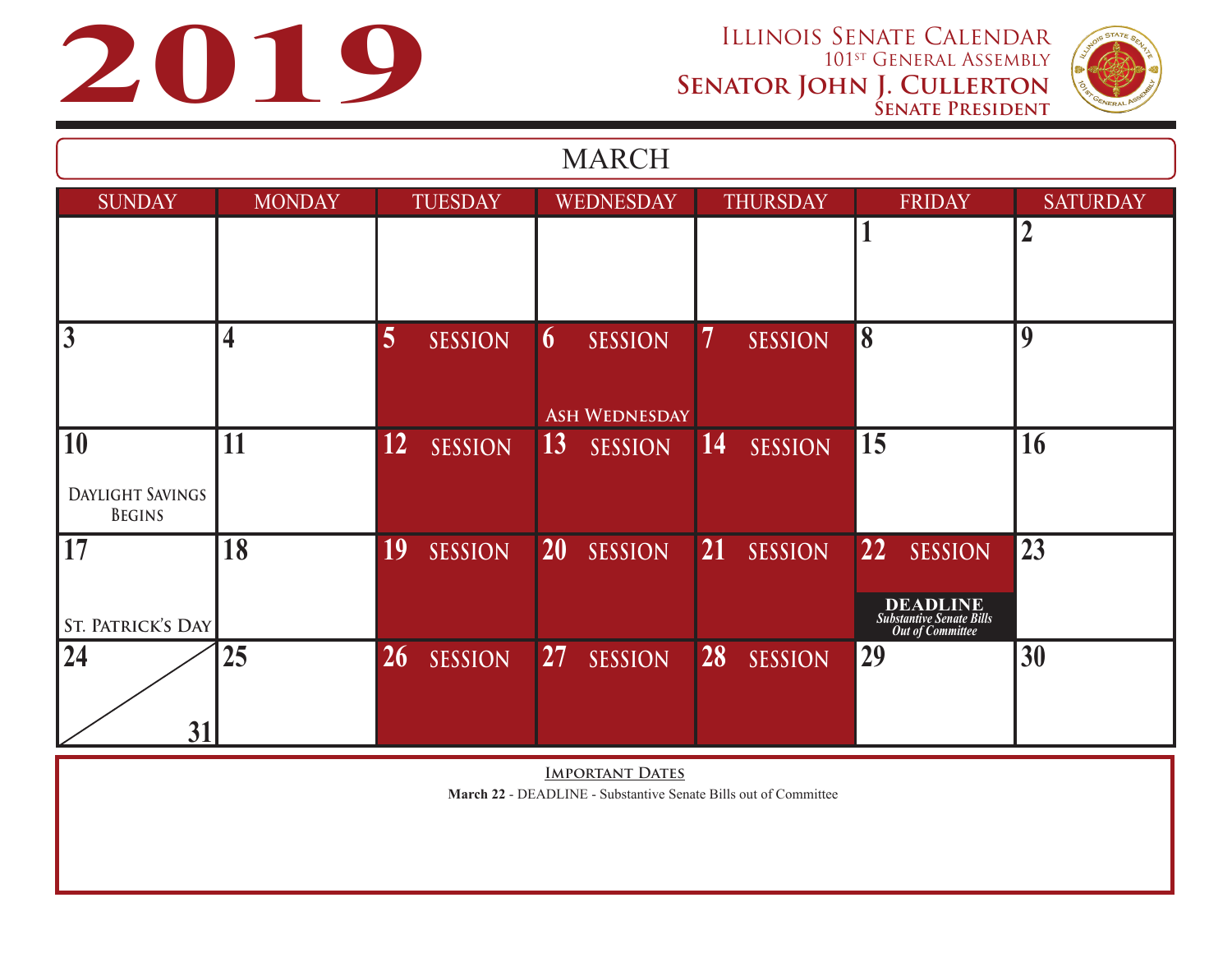# 2019

**Illinois Senate Calendar**
101st General Assembly
**Senator John J. Cullerton**
**Senate President**

## MARCH

| SUNDAY | MONDAY | TUESDAY | WEDNESDAY | THURSDAY | FRIDAY | SATURDAY |
|---|---|---|---|---|---|---|
| | | | | | 1 | 2 |
| 3 | 4 | 5 SESSION | 6 SESSION<br>Ash Wednesday | 7 SESSION | 8 | 9 |
| 10<br>Daylight Savings Begins | 11 | 12 SESSION | 13 SESSION | 14 SESSION | 15 | 16 |
| 17<br>St. Patrick's Day | 18 | 19 SESSION | 20 SESSION | 21 SESSION | 22 SESSION<br>**DEADLINE**<br>*Substantive Senate Bills Out of Committee* | 23 |
| 24 / 31 | 25 | 26 SESSION | 27 SESSION | 28 SESSION | 29 | 30 |

**Important Dates**

**March 22** - DEADLINE - Substantive Senate Bills out of Committee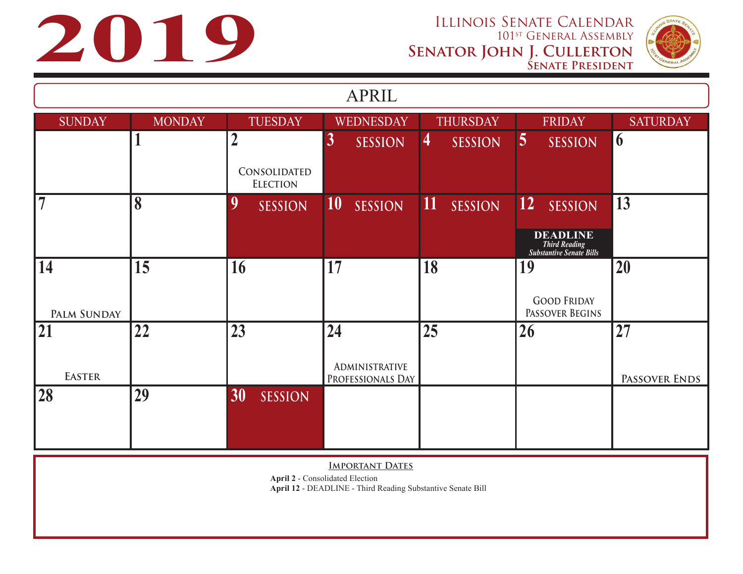# 2019

**Illinois Senate Calendar**
101st General Assembly
**Senator John J. Cullerton**
**Senate President**

## APRIL

| SUNDAY | MONDAY | TUESDAY | WEDNESDAY | THURSDAY | FRIDAY | SATURDAY |
|---|---|---|---|---|---|---|
| | 1 | 2 Consolidated Election | 3 SESSION | 4 SESSION | 5 SESSION | 6 |
| 7 | 8 | 9 SESSION | 10 SESSION | 11 SESSION | 12 SESSION **DEADLINE** *Third Reading Substantive Senate Bills* | 13 |
| 14 Palm Sunday | 15 | 16 | 17 | 18 | 19 Good Friday Passover Begins | 20 |
| 21 Easter | 22 | 23 | 24 Administrative Professionals Day | 25 | 26 | 27 Passover Ends |
| 28 | 29 | 30 SESSION | | | | |

**Important Dates**

**April 2** - Consolidated Election
**April 12** - DEADLINE - Third Reading Substantive Senate Bill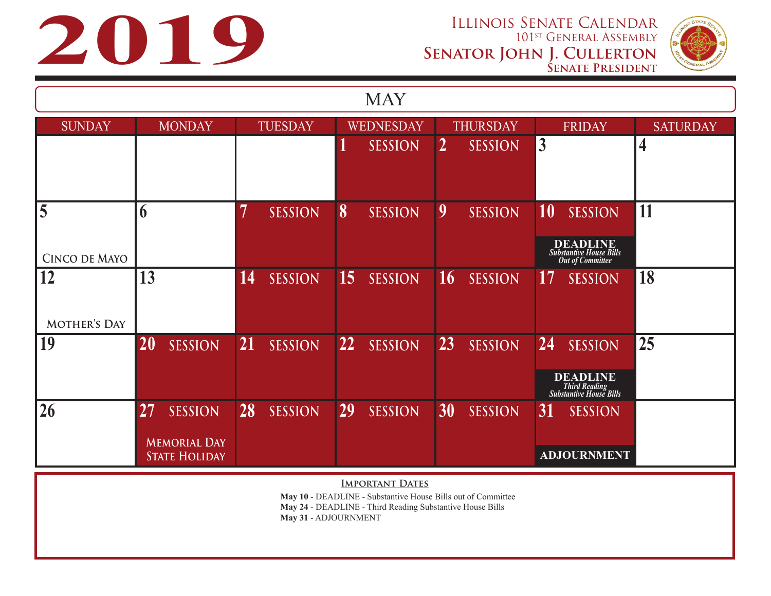# 2019

Illinois Senate Calendar
101st General Assembly
**Senator John J. Cullerton**
Senate President

## MAY

| SUNDAY | MONDAY | TUESDAY | WEDNESDAY | THURSDAY | FRIDAY | SATURDAY |
|---|---|---|---|---|---|---|
| | | | 1 SESSION | 2 SESSION | 3 | 4 |
| 5 Cinco de Mayo | 6 | 7 SESSION | 8 SESSION | 9 SESSION | 10 SESSION **DEADLINE** *Substantive House Bills Out of Committee* | 11 |
| 12 Mother's Day | 13 | 14 SESSION | 15 SESSION | 16 SESSION | 17 SESSION | 18 |
| 19 | 20 SESSION | 21 SESSION | 22 SESSION | 23 SESSION | 24 SESSION **DEADLINE** *Third Reading Substantive House Bills* | 25 |
| 26 | 27 SESSION Memorial Day State Holiday | 28 SESSION | 29 SESSION | 30 SESSION | 31 SESSION **ADJOURNMENT** | |

### Important Dates

**May 10** - DEADLINE - Substantive House Bills out of Committee
**May 24** - DEADLINE - Third Reading Substantive House Bills
**May 31** - ADJOURNMENT